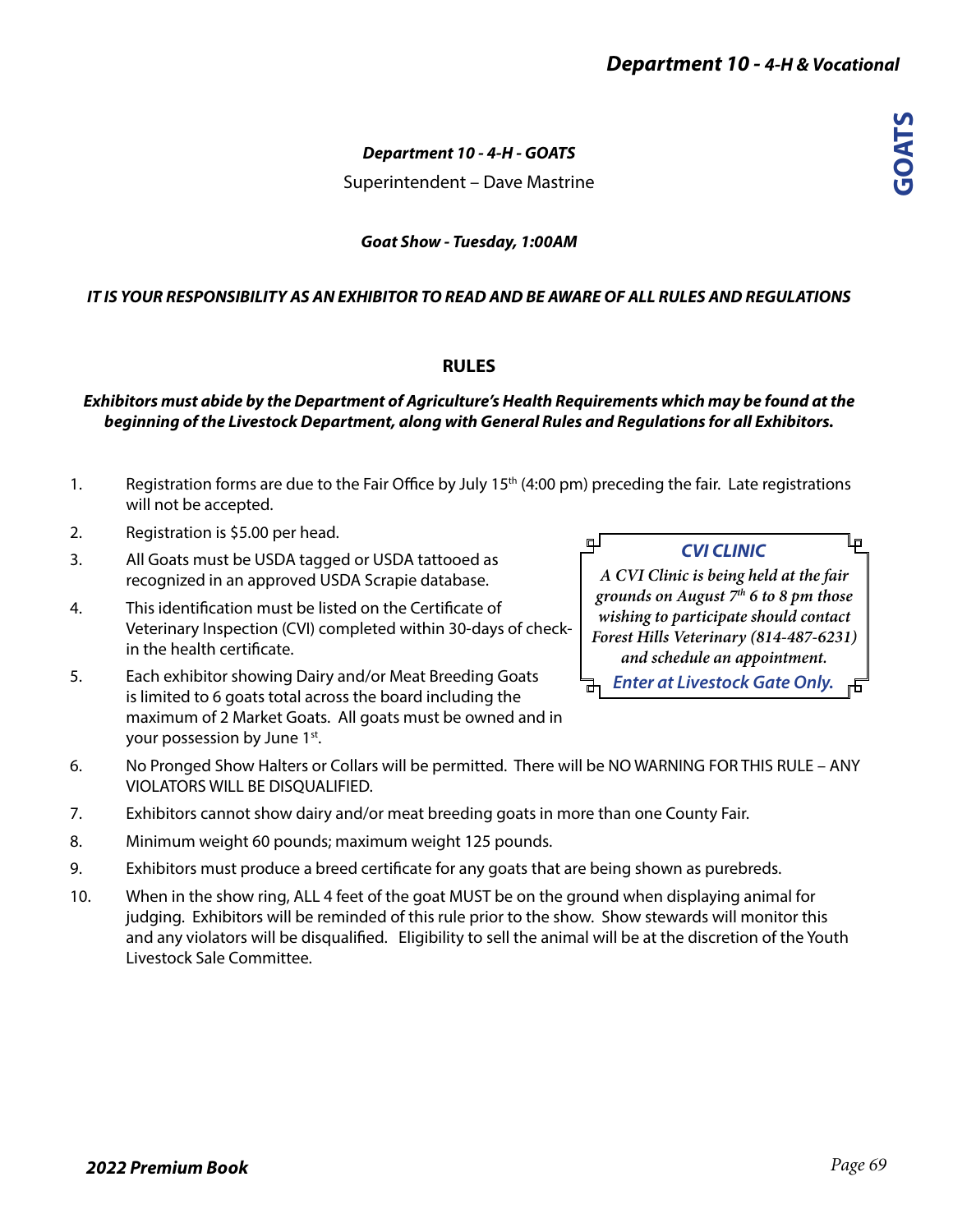## *Department 10 - 4-H - GOATS*

Superintendent – Dave Mastrine

***Goat Show - Tuesday, 1:00AM***

***IT IS YOUR RESPONSIBILITY AS AN EXHIBITOR TO READ AND BE AWARE OF ALL RULES AND REGULATIONS***

### RULES

***Exhibitors must abide by the Department of Agriculture's Health Requirements which may be found at the beginning of the Livestock Department, along with General Rules and Regulations for all Exhibitors.***

1. Registration forms are due to the Fair Office by July 15th (4:00 pm) preceding the fair. Late registrations will not be accepted.
2. Registration is $5.00 per head.
3. All Goats must be USDA tagged or USDA tattooed as recognized in an approved USDA Scrapie database.
4. This identification must be listed on the Certificate of Veterinary Inspection (CVI) completed within 30-days of check-in the health certificate.
5. Each exhibitor showing Dairy and/or Meat Breeding Goats is limited to 6 goats total across the board including the maximum of 2 Market Goats. All goats must be owned and in your possession by June 1st.
6. No Pronged Show Halters or Collars will be permitted. There will be NO WARNING FOR THIS RULE – ANY VIOLATORS WILL BE DISQUALIFIED.
7. Exhibitors cannot show dairy and/or meat breeding goats in more than one County Fair.
8. Minimum weight 60 pounds; maximum weight 125 pounds.
9. Exhibitors must produce a breed certificate for any goats that are being shown as purebreds.
10. When in the show ring, ALL 4 feet of the goat MUST be on the ground when displaying animal for judging. Exhibitors will be reminded of this rule prior to the show. Show stewards will monitor this and any violators will be disqualified. Eligibility to sell the animal will be at the discretion of the Youth Livestock Sale Committee.

**CVI CLINIC**

*A CVI Clinic is being held at the fair grounds on August 7th 6 to 8 pm those wishing to participate should contact Forest Hills Veterinary (814-487-6231) and schedule an appointment.*

***Enter at Livestock Gate Only.***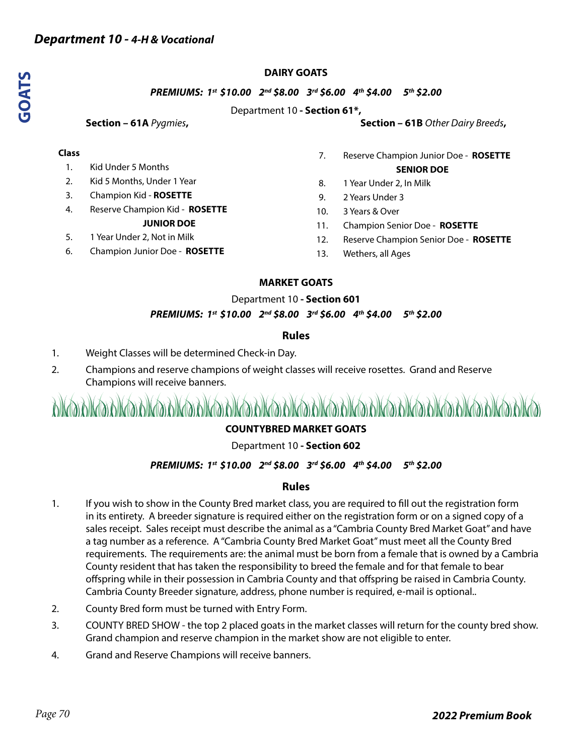## DAIRY GOATS

***PREMIUMS: 1st $10.00 2nd $8.00 3rd $6.00 4th $4.00 5th $2.00***

Department 10 **- Section 61\*,**

**Section – 61A** *Pygmies***,** **Section – 61B** *Other Dairy Breeds***,**

**Class**

1. Kid Under 5 Months
2. Kid 5 Months, Under 1 Year
3. Champion Kid - **ROSETTE**
4. Reserve Champion Kid - **ROSETTE**

**JUNIOR DOE**

5. 1 Year Under 2, Not in Milk
6. Champion Junior Doe - **ROSETTE**
7. Reserve Champion Junior Doe - **ROSETTE**

**SENIOR DOE**

8. 1 Year Under 2, In Milk
9. 2 Years Under 3
10. 3 Years & Over
11. Champion Senior Doe - **ROSETTE**
12. Reserve Champion Senior Doe - **ROSETTE**
13. Wethers, all Ages

## MARKET GOATS

Department 10 **- Section 601**

***PREMIUMS: 1st $10.00 2nd $8.00 3rd $6.00 4th $4.00 5th $2.00***

### Rules

1. Weight Classes will be determined Check-in Day.
2. Champions and reserve champions of weight classes will receive rosettes. Grand and Reserve Champions will receive banners.

## COUNTYBRED MARKET GOATS

Department 10 **- Section 602**

***PREMIUMS: 1st $10.00 2nd $8.00 3rd $6.00 4th $4.00 5th $2.00***

### Rules

1. If you wish to show in the County Bred market class, you are required to fill out the registration form in its entirety. A breeder signature is required either on the registration form or on a signed copy of a sales receipt. Sales receipt must describe the animal as a "Cambria County Bred Market Goat" and have a tag number as a reference. A "Cambria County Bred Market Goat" must meet all the County Bred requirements. The requirements are: the animal must be born from a female that is owned by a Cambria County resident that has taken the responsibility to breed the female and for that female to bear offspring while in their possession in Cambria County and that offspring be raised in Cambria County. Cambria County Breeder signature, address, phone number is required, e-mail is optional..
2. County Bred form must be turned with Entry Form.
3. COUNTY BRED SHOW - the top 2 placed goats in the market classes will return for the county bred show. Grand champion and reserve champion in the market show are not eligible to enter.
4. Grand and Reserve Champions will receive banners.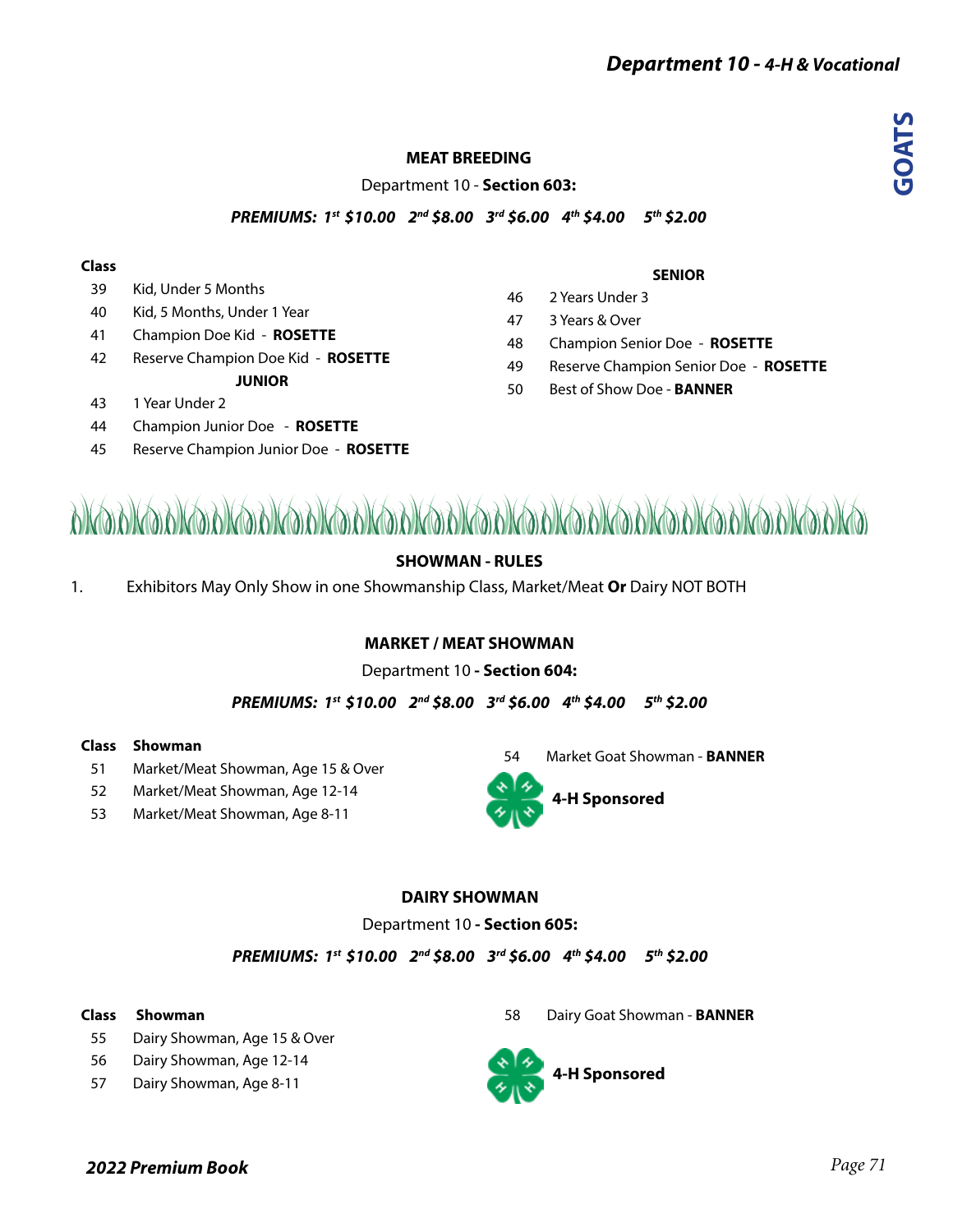## MEAT BREEDING

Department 10 - **Section 603:**

***PREMIUMS: 1st $10.00 2nd $8.00 3rd $6.00 4th $4.00 5th $2.00***

| Class | |
|---|---|
| 39 | Kid, Under 5 Months |
| 40 | Kid, 5 Months, Under 1 Year |
| 41 | Champion Doe Kid - **ROSETTE** |
| 42 | Reserve Champion Doe Kid - **ROSETTE** |
| | **JUNIOR** |
| 43 | 1 Year Under 2 |
| 44 | Champion Junior Doe - **ROSETTE** |
| 45 | Reserve Champion Junior Doe - **ROSETTE** |
| | **SENIOR** |
| 46 | 2 Years Under 3 |
| 47 | 3 Years & Over |
| 48 | Champion Senior Doe - **ROSETTE** |
| 49 | Reserve Champion Senior Doe - **ROSETTE** |
| 50 | Best of Show Doe - **BANNER** |

## SHOWMAN - RULES

1. Exhibitors May Only Show in one Showmanship Class, Market/Meat **Or** Dairy NOT BOTH

## MARKET / MEAT SHOWMAN

Department 10 **- Section 604:**

***PREMIUMS: 1st $10.00 2nd $8.00 3rd $6.00 4th $4.00 5th $2.00***

| Class | Showman |
|---|---|
| 51 | Market/Meat Showman, Age 15 & Over |
| 52 | Market/Meat Showman, Age 12-14 |
| 53 | Market/Meat Showman, Age 8-11 |
| 54 | Market Goat Showman - **BANNER** |

**4-H Sponsored**

## DAIRY SHOWMAN

Department 10 **- Section 605:**

***PREMIUMS: 1st $10.00 2nd $8.00 3rd $6.00 4th $4.00 5th $2.00***

| Class | Showman |
|---|---|
| 55 | Dairy Showman, Age 15 & Over |
| 56 | Dairy Showman, Age 12-14 |
| 57 | Dairy Showman, Age 8-11 |
| 58 | Dairy Goat Showman - **BANNER** |

**4-H Sponsored**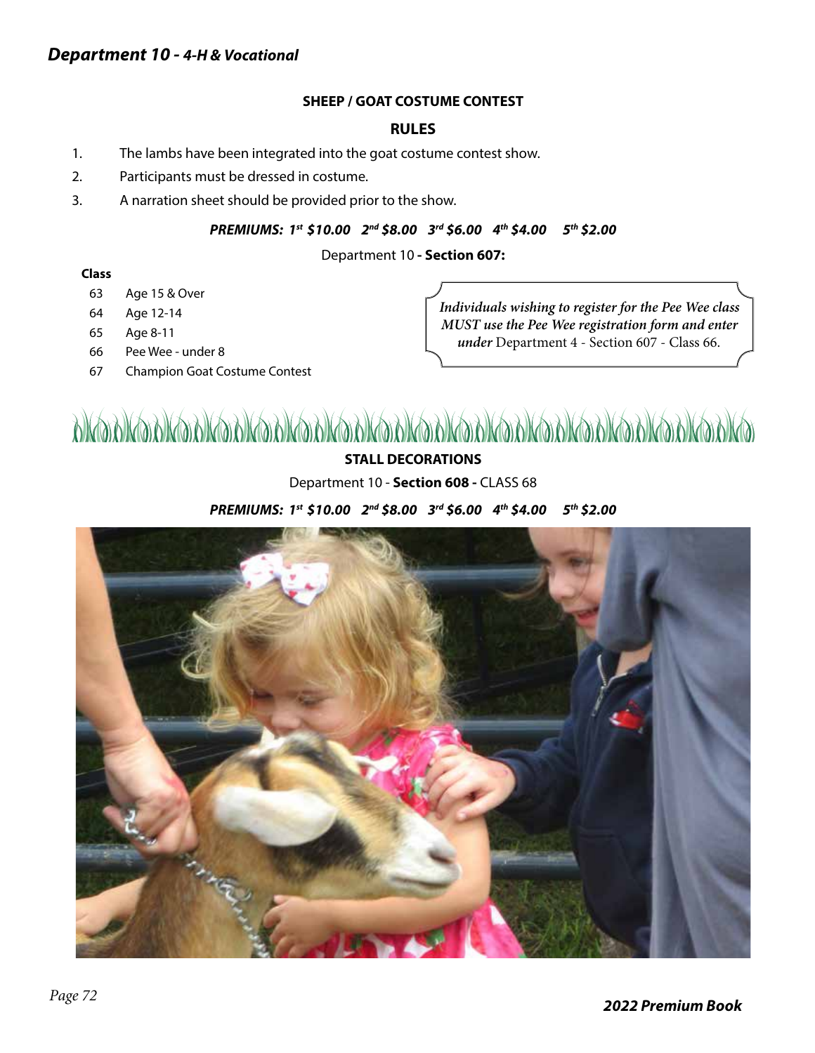## Department 10 - *4-H & Vocational*

### SHEEP / GOAT COSTUME CONTEST

#### RULES

1. The lambs have been integrated into the goat costume contest show.
2. Participants must be dressed in costume.
3. A narration sheet should be provided prior to the show.

***PREMIUMS: 1st $10.00 2nd $8.00 3rd $6.00 4th $4.00 5th $2.00***

Department 10 **- Section 607:**

**Class**

| | |
|---|---|
| 63 | Age 15 & Over |
| 64 | Age 12-14 |
| 65 | Age 8-11 |
| 66 | Pee Wee - under 8 |
| 67 | Champion Goat Costume Contest |

*Individuals wishing to register for the Pee Wee class MUST use the Pee Wee registration form and enter under* Department 4 - Section 607 - Class 66.

### STALL DECORATIONS

Department 10 - **Section 608 -** CLASS 68

***PREMIUMS: 1st $10.00 2nd $8.00 3rd $6.00 4th $4.00 5th $2.00***